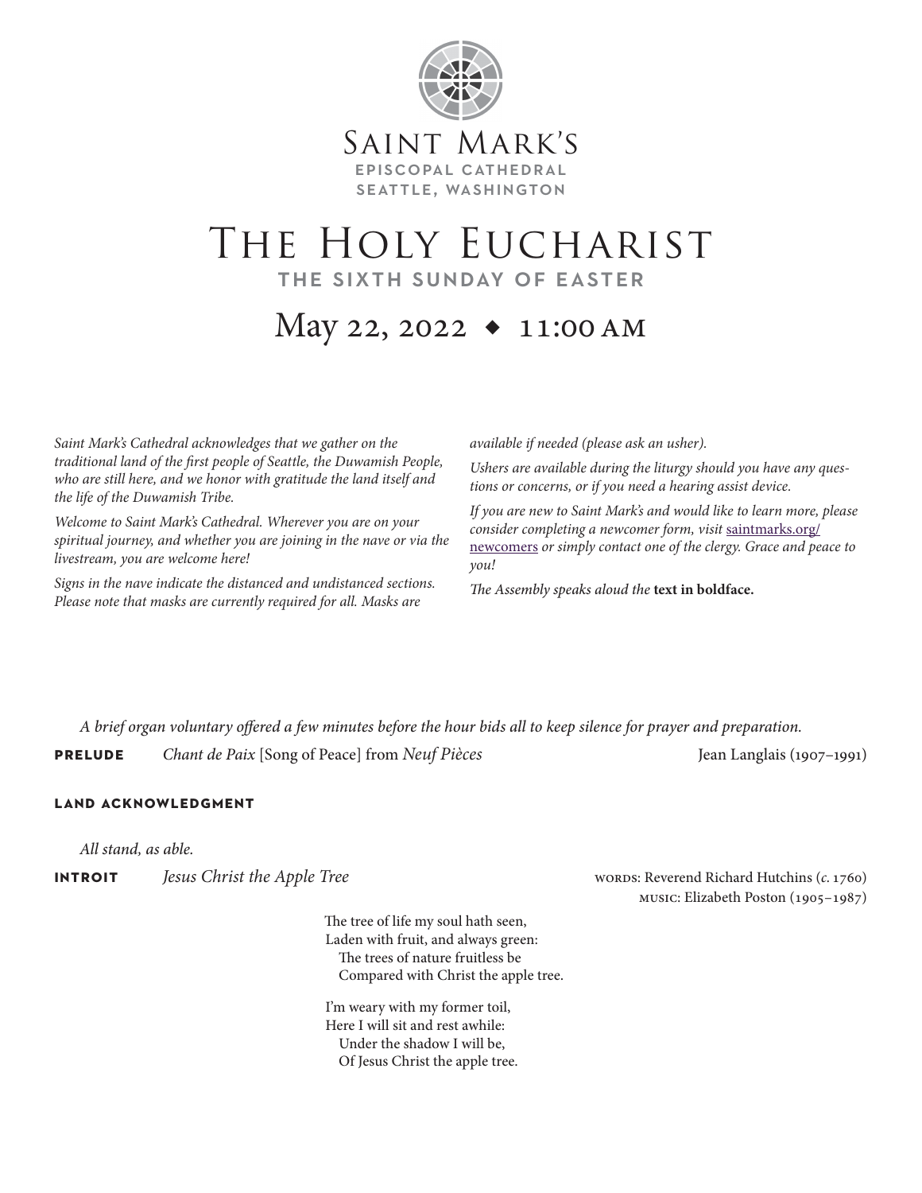Saint Mark's
**EPISCOPAL CATHEDRAL**
**SEATTLE, WASHINGTON**

# The Holy Eucharist

## THE SIXTH SUNDAY OF EASTER

## May 22, 2022 ◆ 11:00 AM

*Saint Mark's Cathedral acknowledges that we gather on the traditional land of the first people of Seattle, the Duwamish People, who are still here, and we honor with gratitude the land itself and the life of the Duwamish Tribe.*

*Welcome to Saint Mark's Cathedral. Wherever you are on your spiritual journey, and whether you are joining in the nave or via the livestream, you are welcome here!*

*Signs in the nave indicate the distanced and undistanced sections. Please note that masks are currently required for all. Masks are available if needed (please ask an usher).*

*Ushers are available during the liturgy should you have any questions or concerns, or if you need a hearing assist device.*

*If you are new to Saint Mark's and would like to learn more, please consider completing a newcomer form, visit* saintmarks.org/newcomers *or simply contact one of the clergy. Grace and peace to you!*

*The Assembly speaks aloud the* **text in boldface.**

*A brief organ voluntary offered a few minutes before the hour bids all to keep silence for prayer and preparation.*

**PRELUDE** *Chant de Paix* [Song of Peace] from *Neuf Pièces* Jean Langlais (1907–1991)

**LAND ACKNOWLEDGMENT**

*All stand, as able.*

**INTROIT** *Jesus Christ the Apple Tree*

WORDS: Reverend Richard Hutchins (*c.* 1760)
MUSIC: Elizabeth Poston (1905–1987)

The tree of life my soul hath seen,
Laden with fruit, and always green:
The trees of nature fruitless be
Compared with Christ the apple tree.

I'm weary with my former toil,
Here I will sit and rest awhile:
Under the shadow I will be,
Of Jesus Christ the apple tree.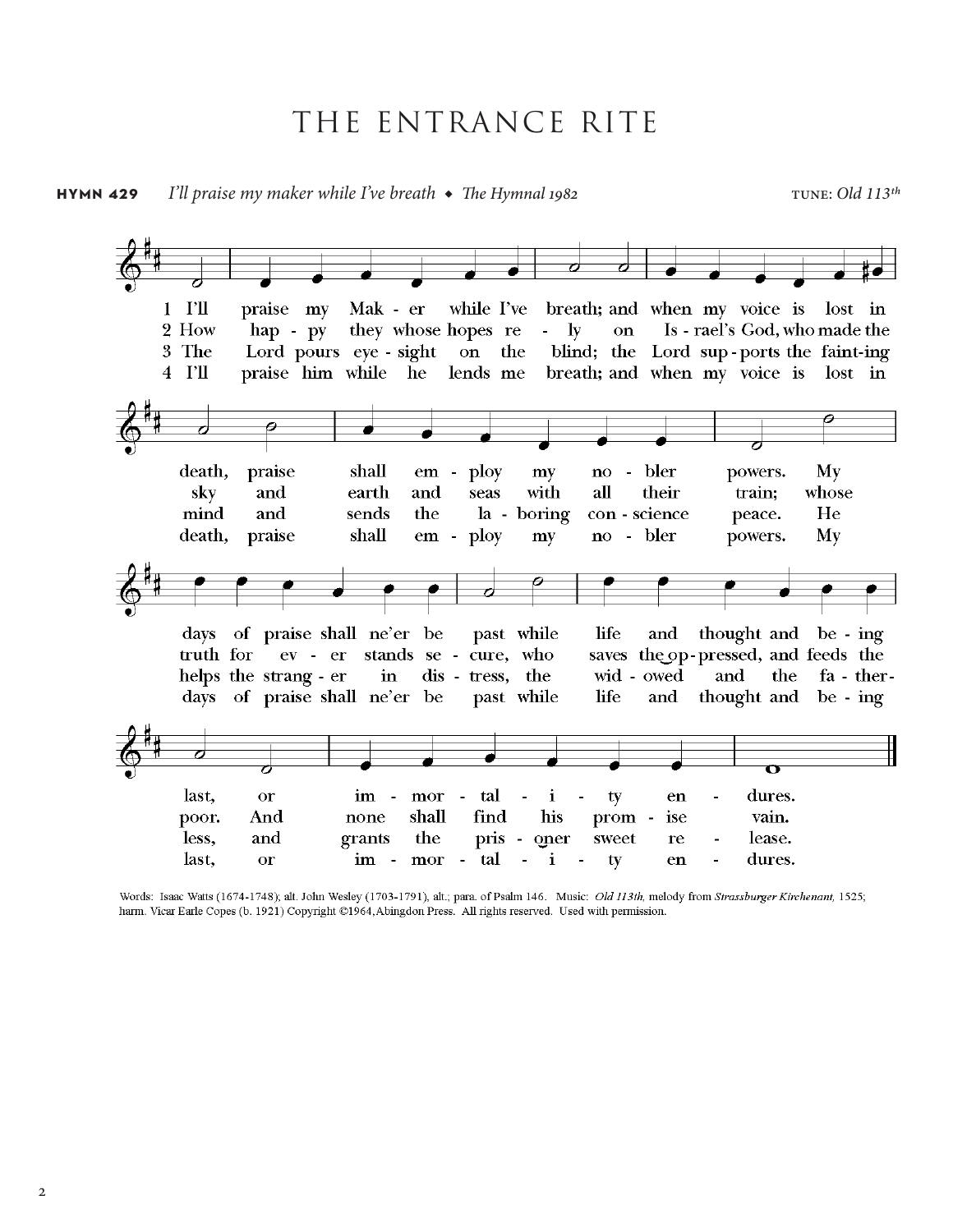# THE ENTRANCE RITE

**HYMN 429** *I'll praise my maker while I've breath* ◆ *The Hymnal 1982* TUNE: *Old 113th*

1 I'll praise my Mak - er while I've breath; and when my voice is lost in death, praise shall em - ploy my no - bler powers. My days of praise shall ne'er be past while life and thought and be - ing last, or im - mor - tal - i - ty en - dures.

2 How hap - py they whose hopes re - ly on Is - rael's God, who made the sky and earth and seas with all their train; whose truth for ev - er stands se - cure, who saves the op - pressed, and feeds the poor. And none shall find his prom - ise vain.

3 The Lord pours eye - sight on the blind; the Lord sup - ports the faint-ing mind and sends the la - boring con - science peace. He helps the strang - er in dis - tress, the wid - owed and the fa - ther-less, and grants the pris - oner sweet re - lease.

4 I'll praise him while he lends me breath; and when my voice is lost in death, praise shall em - ploy my no - bler powers. My days of praise shall ne'er be past while life and thought and be - ing last, or im - mor - tal - i - ty en - dures.

Words: Isaac Watts (1674-1748); alt. John Wesley (1703-1791), alt.; para. of Psalm 146. Music: *Old 113th,* melody from *Strassburger Kirchenant,* 1525; harm. Vicar Earle Copes (b. 1921) Copyright ©1964, Abingdon Press. All rights reserved. Used with permission.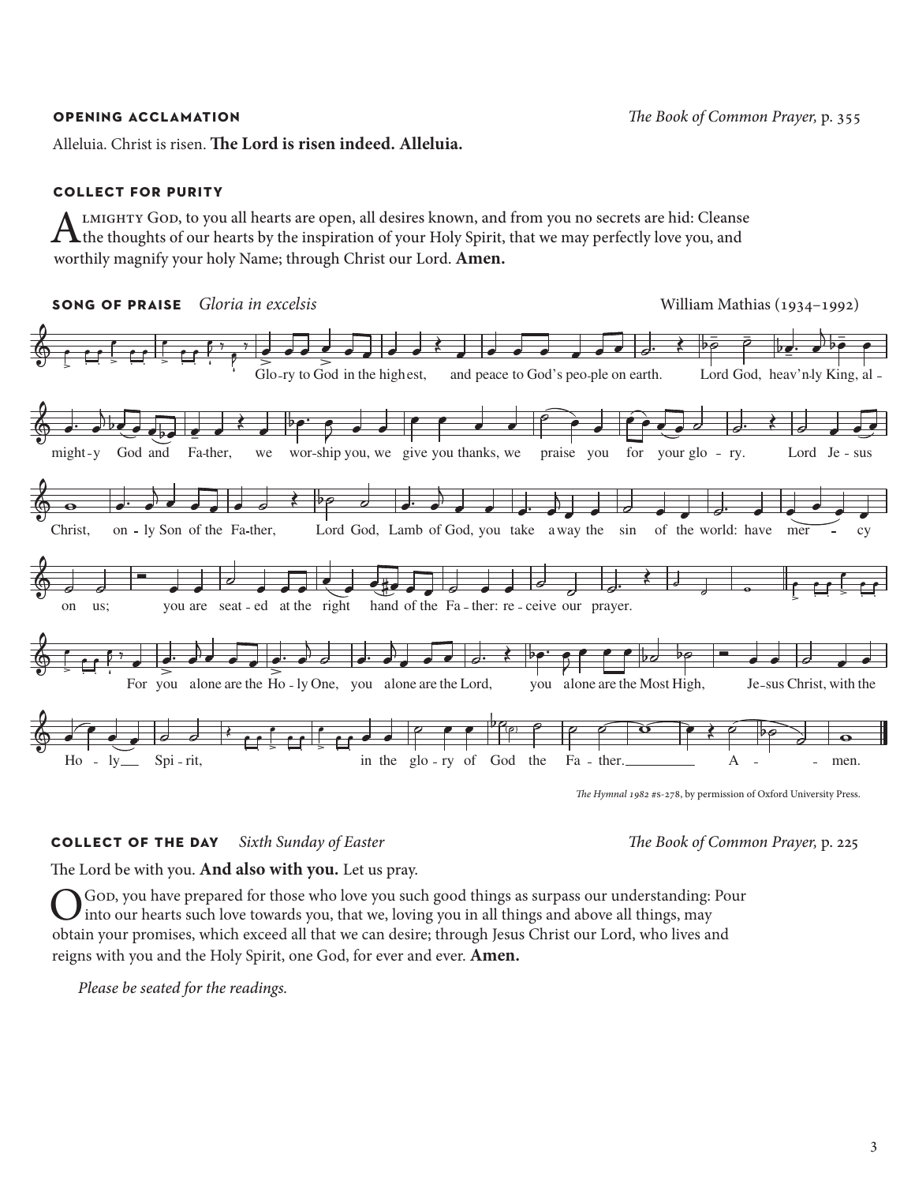**OPENING ACCLAMATION** *The Book of Common Prayer,* p. 355

Alleluia. Christ is risen. **The Lord is risen indeed. Alleluia.**

**COLLECT FOR PURITY**

Almighty God, to you all hearts are open, all desires known, and from you no secrets are hid: Cleanse the thoughts of our hearts by the inspiration of your Holy Spirit, that we may perfectly love you, and worthily magnify your holy Name; through Christ our Lord. **Amen.**

**SONG OF PRAISE** *Gloria in excelsis* William Mathias (1934–1992)

Glo-ry to God in the highest, and peace to God's peo-ple on earth. Lord God, heav'n-ly King, al-might-y God and Fa-ther, we wor-ship you, we give you thanks, we praise you for your glo-ry. Lord Je-sus Christ, on-ly Son of the Fa-ther, Lord God, Lamb of God, you take away the sin of the world: have mer-cy on us; you are seat-ed at the right hand of the Fa-ther: re-ceive our prayer.

For you alone are the Ho-ly One, you alone are the Lord, you alone are the Most High, Je-sus Christ, with the Ho-ly Spi-rit, in the glo-ry of God the Fa-ther. A-men.

*The Hymnal 1982* #s-278, by permission of Oxford University Press.

**COLLECT OF THE DAY** *Sixth Sunday of Easter* *The Book of Common Prayer,* p. 225

The Lord be with you. **And also with you.** Let us pray.

O God, you have prepared for those who love you such good things as surpass our understanding: Pour into our hearts such love towards you, that we, loving you in all things and above all things, may obtain your promises, which exceed all that we can desire; through Jesus Christ our Lord, who lives and reigns with you and the Holy Spirit, one God, for ever and ever. **Amen.**

*Please be seated for the readings.*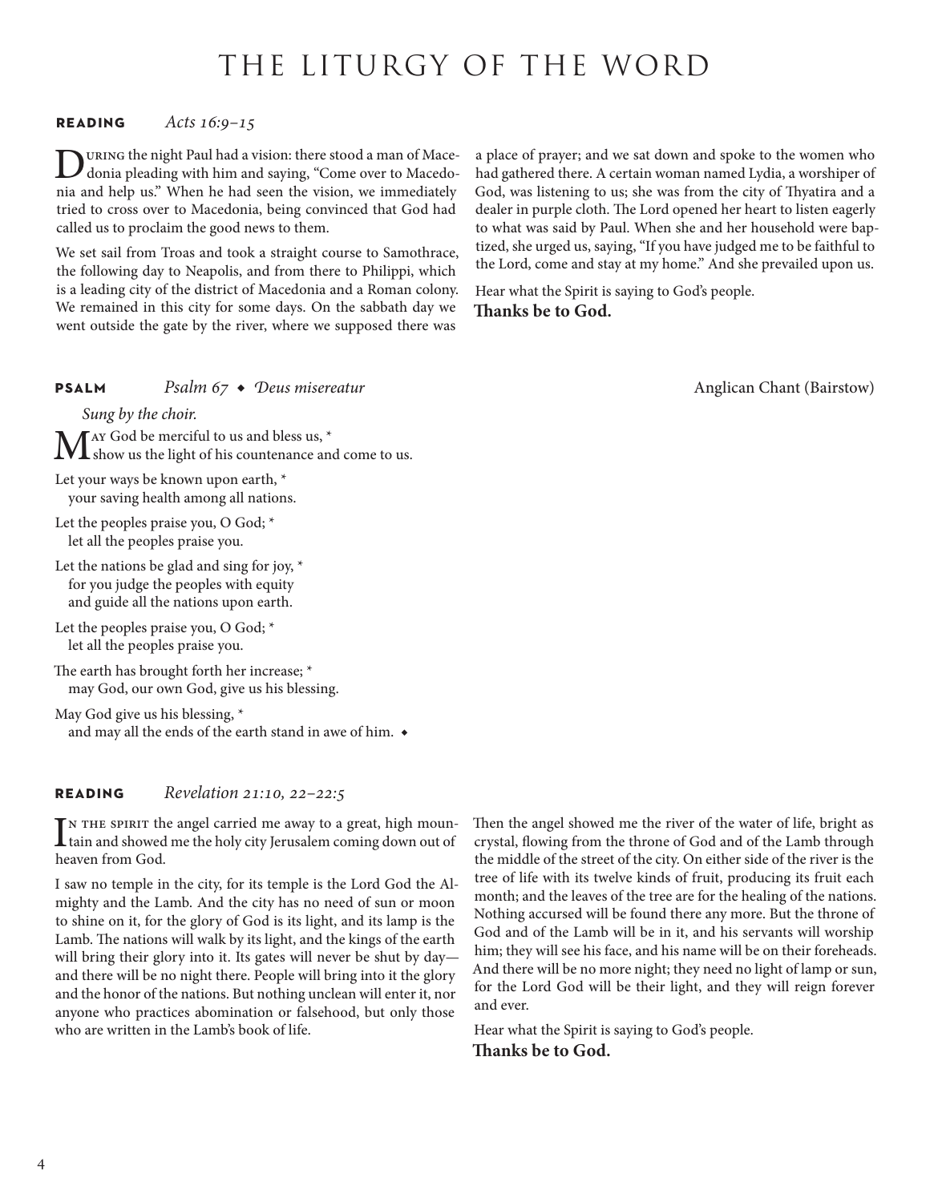# THE LITURGY OF THE WORD

**READING** *Acts 16:9–15*

During the night Paul had a vision: there stood a man of Macedonia pleading with him and saying, "Come over to Macedonia and help us." When he had seen the vision, we immediately tried to cross over to Macedonia, being convinced that God had called us to proclaim the good news to them.

We set sail from Troas and took a straight course to Samothrace, the following day to Neapolis, and from there to Philippi, which is a leading city of the district of Macedonia and a Roman colony. We remained in this city for some days. On the sabbath day we went outside the gate by the river, where we supposed there was a place of prayer; and we sat down and spoke to the women who had gathered there. A certain woman named Lydia, a worshiper of God, was listening to us; she was from the city of Thyatira and a dealer in purple cloth. The Lord opened her heart to listen eagerly to what was said by Paul. When she and her household were baptized, she urged us, saying, "If you have judged me to be faithful to the Lord, come and stay at my home." And she prevailed upon us.

Hear what the Spirit is saying to God's people.
**Thanks be to God.**

**PSALM** *Psalm 67 ◆ Deus misereatur* Anglican Chant (Bairstow)

*Sung by the choir.*

May God be merciful to us and bless us, *
show us the light of his countenance and come to us.

Let your ways be known upon earth, *
your saving health among all nations.

Let the peoples praise you, O God; *
let all the peoples praise you.

Let the nations be glad and sing for joy, *
for you judge the peoples with equity
and guide all the nations upon earth.

Let the peoples praise you, O God; *
let all the peoples praise you.

The earth has brought forth her increase; *
may God, our own God, give us his blessing.

May God give us his blessing, *
and may all the ends of the earth stand in awe of him. ◆

**READING** *Revelation 21:10, 22–22:5*

In the spirit the angel carried me away to a great, high mountain and showed me the holy city Jerusalem coming down out of heaven from God.

I saw no temple in the city, for its temple is the Lord God the Almighty and the Lamb. And the city has no need of sun or moon to shine on it, for the glory of God is its light, and its lamp is the Lamb. The nations will walk by its light, and the kings of the earth will bring their glory into it. Its gates will never be shut by day—and there will be no night there. People will bring into it the glory and the honor of the nations. But nothing unclean will enter it, nor anyone who practices abomination or falsehood, but only those who are written in the Lamb's book of life.

Then the angel showed me the river of the water of life, bright as crystal, flowing from the throne of God and of the Lamb through the middle of the street of the city. On either side of the river is the tree of life with its twelve kinds of fruit, producing its fruit each month; and the leaves of the tree are for the healing of the nations. Nothing accursed will be found there any more. But the throne of God and of the Lamb will be in it, and his servants will worship him; they will see his face, and his name will be on their foreheads. And there will be no more night; they need no light of lamp or sun, for the Lord God will be their light, and they will reign forever and ever.

Hear what the Spirit is saying to God's people.
**Thanks be to God.**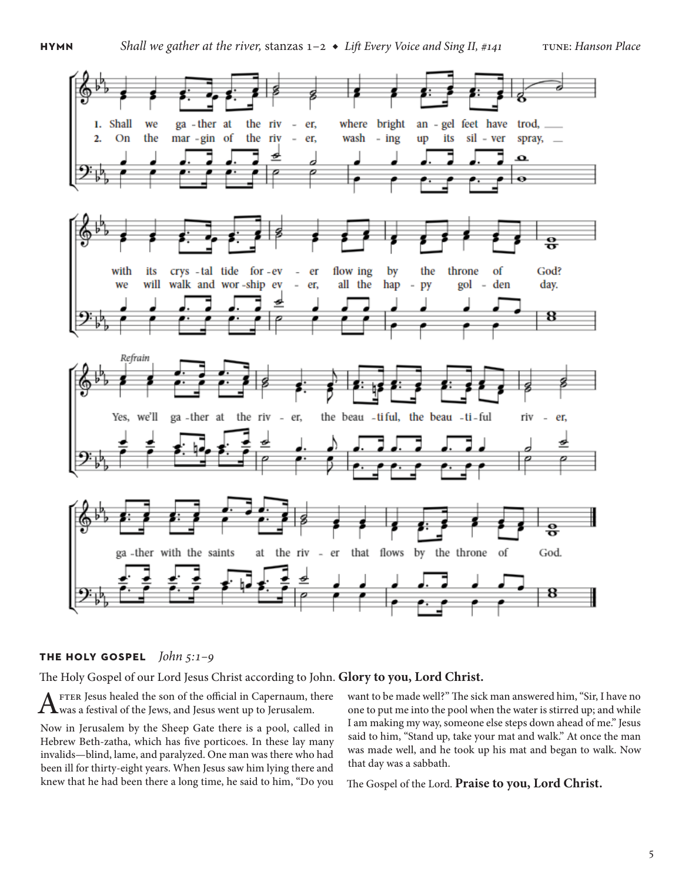**HYMN** *Shall we gather at the river,* stanzas 1–2 ◆ *Lift Every Voice and Sing II, #141* TUNE: *Hanson Place*

1. Shall we gather at the river, where bright angel feet have trod, with its crystal tide forever flowing by the throne of God?
2. On the margin of the river, washing up its silver spray, we will walk and worship ever, all the happy golden day.

*Refrain*
Yes, we'll gather at the river, the beautiful, the beautiful river, gather with the saints at the river that flows by the throne of God.

## THE HOLY GOSPEL *John 5:1–9*

The Holy Gospel of our Lord Jesus Christ according to John. **Glory to you, Lord Christ.**

After Jesus healed the son of the official in Capernaum, there was a festival of the Jews, and Jesus went up to Jerusalem.

Now in Jerusalem by the Sheep Gate there is a pool, called in Hebrew Beth-zatha, which has five porticoes. In these lay many invalids—blind, lame, and paralyzed. One man was there who had been ill for thirty-eight years. When Jesus saw him lying there and knew that he had been there a long time, he said to him, "Do you want to be made well?" The sick man answered him, "Sir, I have no one to put me into the pool when the water is stirred up; and while I am making my way, someone else steps down ahead of me." Jesus said to him, "Stand up, take your mat and walk." At once the man was made well, and he took up his mat and began to walk. Now that day was a sabbath.

The Gospel of the Lord. **Praise to you, Lord Christ.**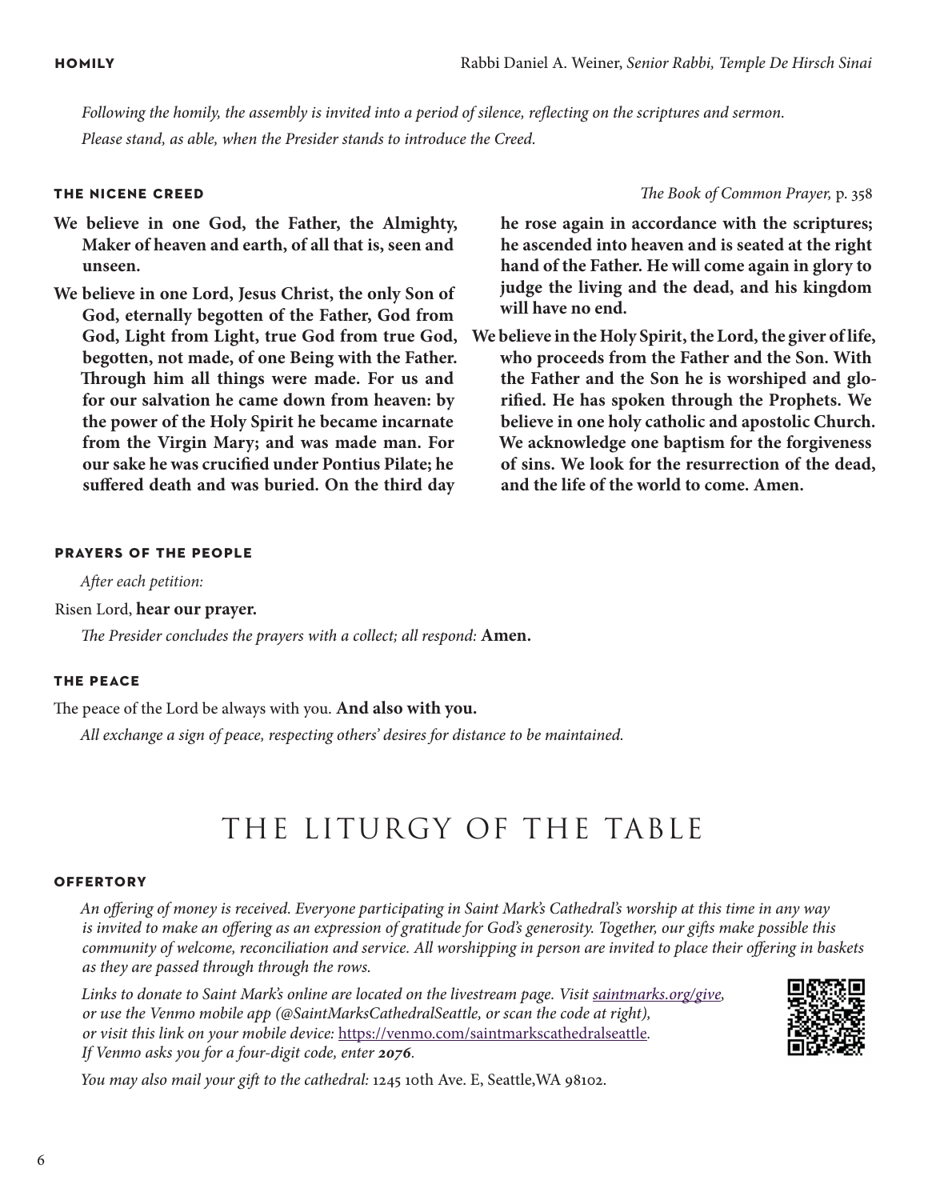### HOMILY

Rabbi Daniel A. Weiner, *Senior Rabbi, Temple De Hirsch Sinai*

*Following the homily, the assembly is invited into a period of silence, reflecting on the scriptures and sermon. Please stand, as able, when the Presider stands to introduce the Creed.*

### THE NICENE CREED

*The Book of Common Prayer,* p. 358

**We believe in one God, the Father, the Almighty, Maker of heaven and earth, of all that is, seen and unseen.**

**We believe in one Lord, Jesus Christ, the only Son of God, eternally begotten of the Father, God from God, Light from Light, true God from true God, begotten, not made, of one Being with the Father. Through him all things were made. For us and for our salvation he came down from heaven: by the power of the Holy Spirit he became incarnate from the Virgin Mary; and was made man. For our sake he was crucified under Pontius Pilate; he suffered death and was buried. On the third day he rose again in accordance with the scriptures; he ascended into heaven and is seated at the right hand of the Father. He will come again in glory to judge the living and the dead, and his kingdom will have no end.**

**We believe in the Holy Spirit, the Lord, the giver of life, who proceeds from the Father and the Son. With the Father and the Son he is worshiped and glorified. He has spoken through the Prophets. We believe in one holy catholic and apostolic Church. We acknowledge one baptism for the forgiveness of sins. We look for the resurrection of the dead, and the life of the world to come. Amen.**

### PRAYERS OF THE PEOPLE

*After each petition:*

Risen Lord, **hear our prayer.**

*The Presider concludes the prayers with a collect; all respond:* **Amen.**

### THE PEACE

The peace of the Lord be always with you. **And also with you.**

*All exchange a sign of peace, respecting others' desires for distance to be maintained.*

## THE LITURGY OF THE TABLE

### OFFERTORY

*An offering of money is received. Everyone participating in Saint Mark's Cathedral's worship at this time in any way is invited to make an offering as an expression of gratitude for God's generosity. Together, our gifts make possible this community of welcome, reconciliation and service. All worshipping in person are invited to place their offering in baskets as they are passed through through the rows.*

*Links to donate to Saint Mark's online are located on the livestream page. Visit saintmarks.org/give, or use the Venmo mobile app (@SaintMarksCathedralSeattle, or scan the code at right), or visit this link on your mobile device:* https://venmo.com/saintmarkscathedralseattle*. If Venmo asks you for a four-digit code, enter **2076**.*

*You may also mail your gift to the cathedral:* 1245 10th Ave. E, Seattle,WA 98102.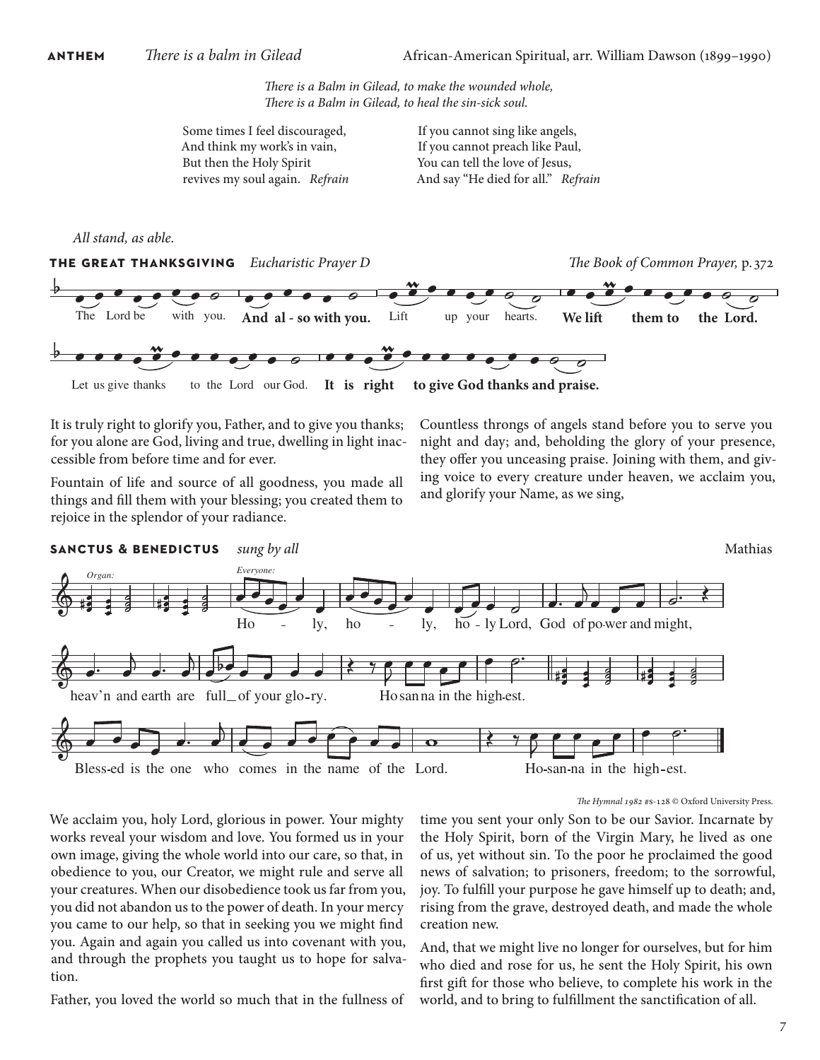**ANTHEM** *There is a balm in Gilead* African-American Spiritual, arr. William Dawson (1899–1990)

*There is a Balm in Gilead, to make the wounded whole,*
*There is a Balm in Gilead, to heal the sin-sick soul.*

Some times I feel discouraged,
And think my work's in vain,
But then the Holy Spirit
revives my soul again. *Refrain*

If you cannot sing like angels,
If you cannot preach like Paul,
You can tell the love of Jesus,
And say "He died for all." *Refrain*

*All stand, as able.*

**THE GREAT THANKSGIVING** *Eucharistic Prayer D* *The Book of Common Prayer,* p. 372

The Lord be with you. **And also with you.** Lift up your hearts. **We lift them to the Lord.**

Let us give thanks to the Lord our God. **It is right to give God thanks and praise.**

It is truly right to glorify you, Father, and to give you thanks; for you alone are God, living and true, dwelling in light inaccessible from before time and for ever.

Fountain of life and source of all goodness, you made all things and fill them with your blessing; you created them to rejoice in the splendor of your radiance.

Countless throngs of angels stand before you to serve you night and day; and, beholding the glory of your presence, they offer you unceasing praise. Joining with them, and giving voice to every creature under heaven, we acclaim you, and glorify your Name, as we sing,

**SANCTUS & BENEDICTUS** *sung by all* Mathias

*Organ:* *Everyone:*

Holy, holy, holy Lord, God of power and might, heav'n and earth are full of your glory. Hosanna in the highest.

Blessed is the one who comes in the name of the Lord. Hosanna in the highest.

*The Hymnal 1982* #S-128 © Oxford University Press.

We acclaim you, holy Lord, glorious in power. Your mighty works reveal your wisdom and love. You formed us in your own image, giving the whole world into our care, so that, in obedience to you, our Creator, we might rule and serve all your creatures. When our disobedience took us far from you, you did not abandon us to the power of death. In your mercy you came to our help, so that in seeking you we might find you. Again and again you called us into covenant with you, and through the prophets you taught us to hope for salvation.

Father, you loved the world so much that in the fullness of time you sent your only Son to be our Savior. Incarnate by the Holy Spirit, born of the Virgin Mary, he lived as one of us, yet without sin. To the poor he proclaimed the good news of salvation; to prisoners, freedom; to the sorrowful, joy. To fulfill your purpose he gave himself up to death; and, rising from the grave, destroyed death, and made the whole creation new.

And, that we might live no longer for ourselves, but for him who died and rose for us, he sent the Holy Spirit, his own first gift for those who believe, to complete his work in the world, and to bring to fulfillment the sanctification of all.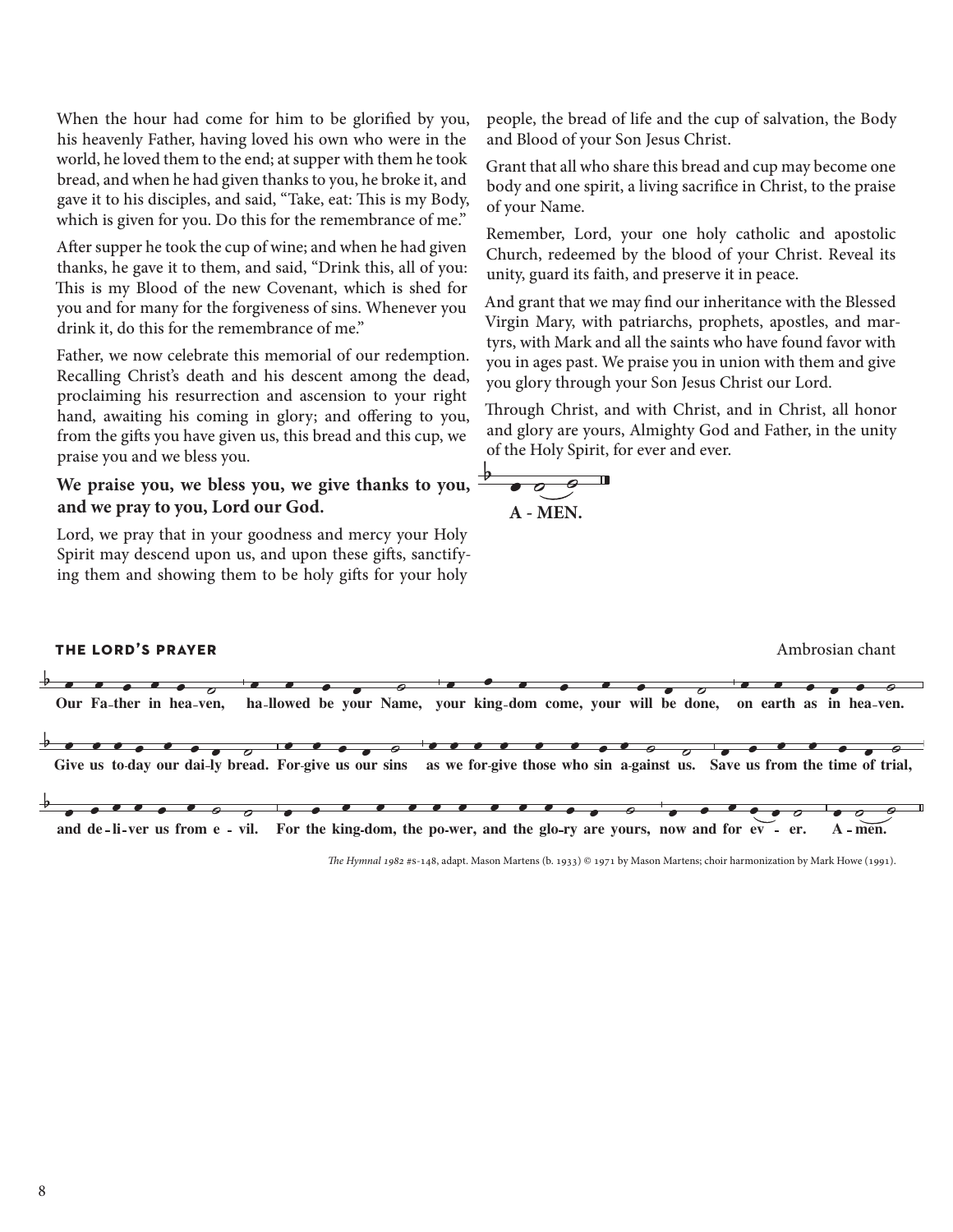When the hour had come for him to be glorified by you, his heavenly Father, having loved his own who were in the world, he loved them to the end; at supper with them he took bread, and when he had given thanks to you, he broke it, and gave it to his disciples, and said, "Take, eat: This is my Body, which is given for you. Do this for the remembrance of me."

After supper he took the cup of wine; and when he had given thanks, he gave it to them, and said, "Drink this, all of you: This is my Blood of the new Covenant, which is shed for you and for many for the forgiveness of sins. Whenever you drink it, do this for the remembrance of me."

Father, we now celebrate this memorial of our redemption. Recalling Christ's death and his descent among the dead, proclaiming his resurrection and ascension to your right hand, awaiting his coming in glory; and offering to you, from the gifts you have given us, this bread and this cup, we praise you and we bless you.

**We praise you, we bless you, we give thanks to you, and we pray to you, Lord our God.**

Lord, we pray that in your goodness and mercy your Holy Spirit may descend upon us, and upon these gifts, sanctifying them and showing them to be holy gifts for your holy people, the bread of life and the cup of salvation, the Body and Blood of your Son Jesus Christ.

Grant that all who share this bread and cup may become one body and one spirit, a living sacrifice in Christ, to the praise of your Name.

Remember, Lord, your one holy catholic and apostolic Church, redeemed by the blood of your Christ. Reveal its unity, guard its faith, and preserve it in peace.

And grant that we may find our inheritance with the Blessed Virgin Mary, with patriarchs, prophets, apostles, and martyrs, with Mark and all the saints who have found favor with you in ages past. We praise you in union with them and give you glory through your Son Jesus Christ our Lord.

Through Christ, and with Christ, and in Christ, all honor and glory are yours, Almighty God and Father, in the unity of the Holy Spirit, for ever and ever.

**A - MEN.**

## THE LORD'S PRAYER

Ambrosian chant

**Our Fa-ther in hea-ven, ha-llowed be your Name, your king-dom come, your will be done, on earth as in hea-ven.**

**Give us to-day our dai-ly bread. For-give us our sins as we for-give those who sin a-gainst us. Save us from the time of trial,**

**and de-li-ver us from e - vil. For the king-dom, the po-wer, and the glo-ry are yours, now and for ev - er. A - men.**

*The Hymnal 1982* #s-148, adapt. Mason Martens (b. 1933) © 1971 by Mason Martens; choir harmonization by Mark Howe (1991).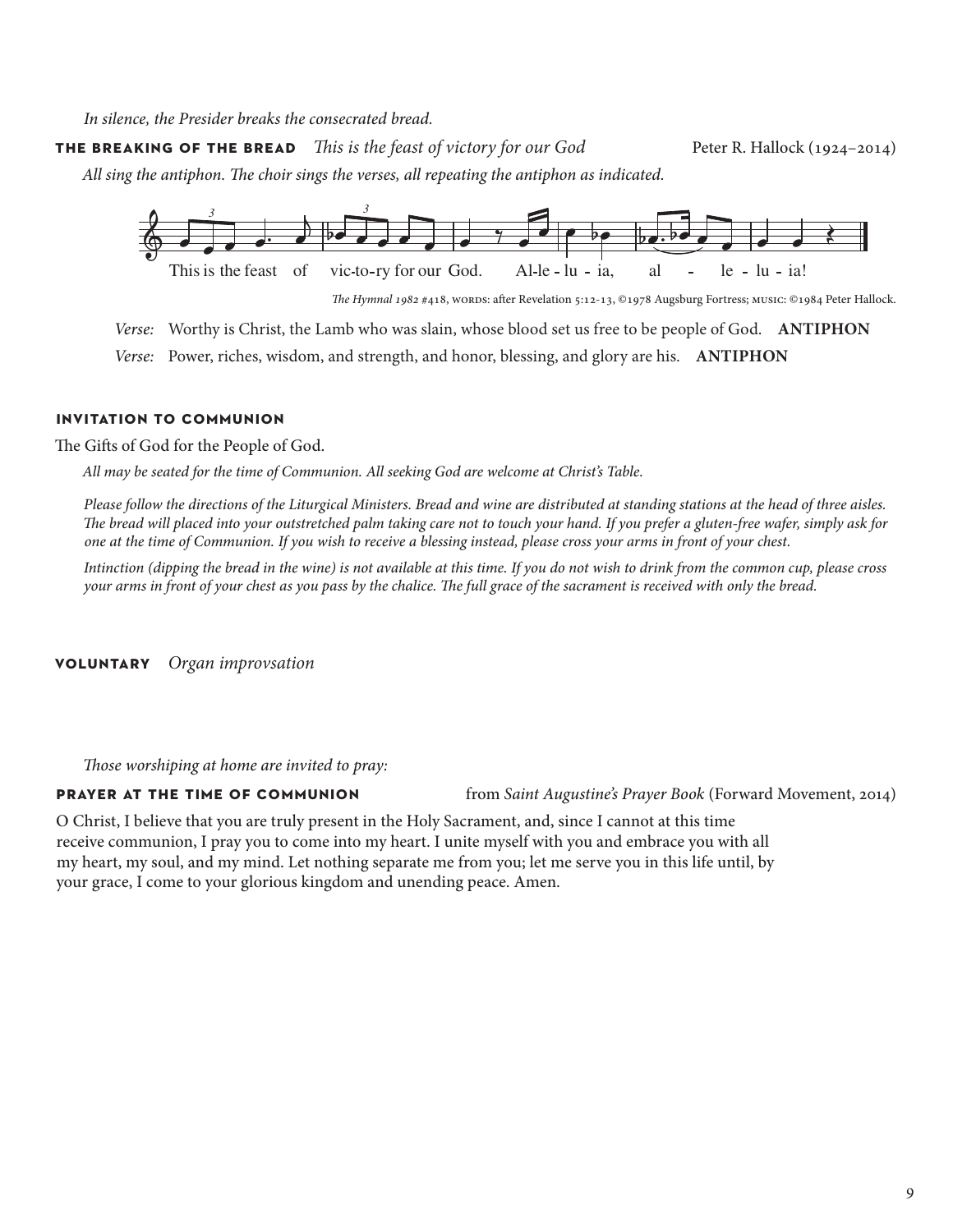*In silence, the Presider breaks the consecrated bread.*

**THE BREAKING OF THE BREAD** *This is the feast of victory for our God* Peter R. Hallock (1924–2014)

*All sing the antiphon. The choir sings the verses, all repeating the antiphon as indicated.*

This is the feast of vic-to-ry for our God. Al-le - lu - ia, al - le - lu - ia!

*The Hymnal 1982* #418, WORDS: after Revelation 5:12-13, ©1978 Augsburg Fortress; MUSIC: ©1984 Peter Hallock.

*Verse:* Worthy is Christ, the Lamb who was slain, whose blood set us free to be people of God. **ANTIPHON**

*Verse:* Power, riches, wisdom, and strength, and honor, blessing, and glory are his. **ANTIPHON**

**INVITATION TO COMMUNION**

The Gifts of God for the People of God.

*All may be seated for the time of Communion. All seeking God are welcome at Christ's Table.*

*Please follow the directions of the Liturgical Ministers. Bread and wine are distributed at standing stations at the head of three aisles. The bread will placed into your outstretched palm taking care not to touch your hand. If you prefer a gluten-free wafer, simply ask for one at the time of Communion. If you wish to receive a blessing instead, please cross your arms in front of your chest.*

*Intinction (dipping the bread in the wine) is not available at this time. If you do not wish to drink from the common cup, please cross your arms in front of your chest as you pass by the chalice. The full grace of the sacrament is received with only the bread.*

**VOLUNTARY** *Organ improvsation*

*Those worshiping at home are invited to pray:*

**PRAYER AT THE TIME OF COMMUNION** from *Saint Augustine's Prayer Book* (Forward Movement, 2014)

O Christ, I believe that you are truly present in the Holy Sacrament, and, since I cannot at this time receive communion, I pray you to come into my heart. I unite myself with you and embrace you with all my heart, my soul, and my mind. Let nothing separate me from you; let me serve you in this life until, by your grace, I come to your glorious kingdom and unending peace. Amen.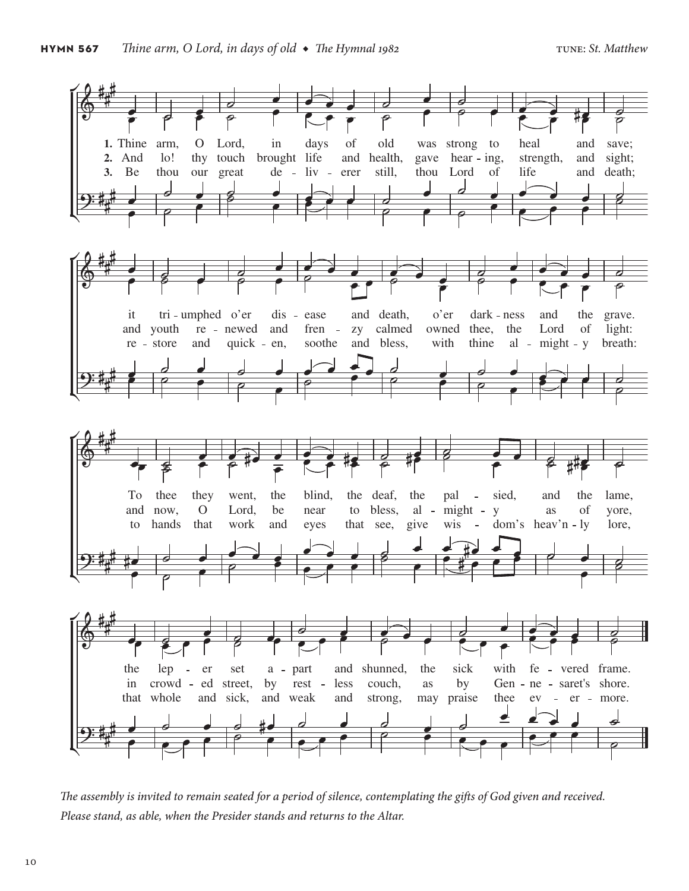**HYMN 567** *Thine arm, O Lord, in days of old* ◆ *The Hymnal 1982* TUNE: *St. Matthew*

1. Thine arm, O Lord, in days of old was strong to heal and save;
it triumphed o'er disease and death, o'er darkness and the grave.
To thee they went, the blind, the deaf, the palsied, and the lame,
the leper set apart and shunned, the sick with fevered frame.

2. And lo! thy touch brought life and health, gave hearing, strength, and sight;
and youth renewed and frenzy calmed owned thee, the Lord of light:
and now, O Lord, be near to bless, almighty as of yore,
in crowded street, by restless couch, as by Gennesaret's shore.

3. Be thou our great deliverer still, thou Lord of life and death;
restore and quicken, soothe and bless, with thine almighty breath:
to hands that work and eyes that see, give wisdom's heav'nly lore,
that whole and sick, and weak and strong, may praise thee evermore.

*The assembly is invited to remain seated for a period of silence, contemplating the gifts of God given and received. Please stand, as able, when the Presider stands and returns to the Altar.*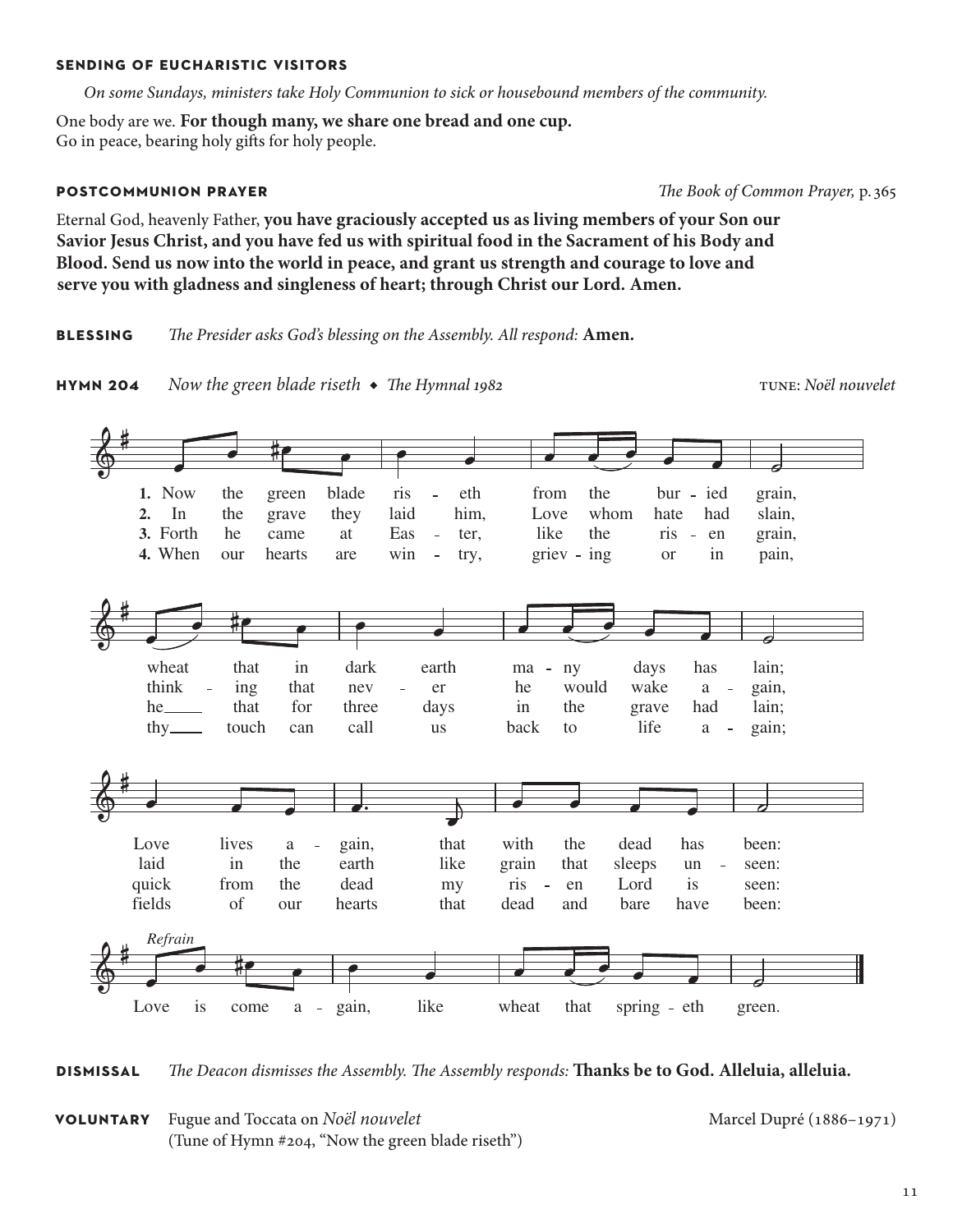**SENDING OF EUCHARISTIC VISITORS**

*On some Sundays, ministers take Holy Communion to sick or housebound members of the community.*

One body are we. **For though many, we share one bread and one cup.**
Go in peace, bearing holy gifts for holy people.

**POSTCOMMUNION PRAYER** *The Book of Common Prayer,* p. 365

Eternal God, heavenly Father, **you have graciously accepted us as living members of your Son our Savior Jesus Christ, and you have fed us with spiritual food in the Sacrament of his Body and Blood. Send us now into the world in peace, and grant us strength and courage to love and serve you with gladness and singleness of heart; through Christ our Lord. Amen.**

**BLESSING** *The Presider asks God's blessing on the Assembly. All respond:* **Amen.**

**HYMN 204** *Now the green blade riseth* ◆ *The Hymnal 1982* TUNE: *Noël nouvelet*

1. Now the green blade ris - eth from the bur - ied grain, wheat that in dark earth ma - ny days has lain; Love lives a - gain, that with the dead has been:
2. In the grave they laid him, Love whom hate had slain, think - ing that nev - er he would wake a - gain, laid in the earth like grain that sleeps un - seen:
3. Forth he came at Eas - ter, like the ris - en grain, he that for three days in the grave had lain; quick from the dead my ris - en Lord is seen:
4. When our hearts are win - try, griev - ing or in pain, thy touch can call us back to life a - gain; fields of our hearts that dead and bare have been:

*Refrain*
Love is come a - gain, like wheat that spring - eth green.

**DISMISSAL** *The Deacon dismisses the Assembly. The Assembly responds:* **Thanks be to God. Alleluia, alleluia.**

**VOLUNTARY** Fugue and Toccata on *Noël nouvelet* Marcel Dupré (1886–1971)
(Tune of Hymn #204, "Now the green blade riseth")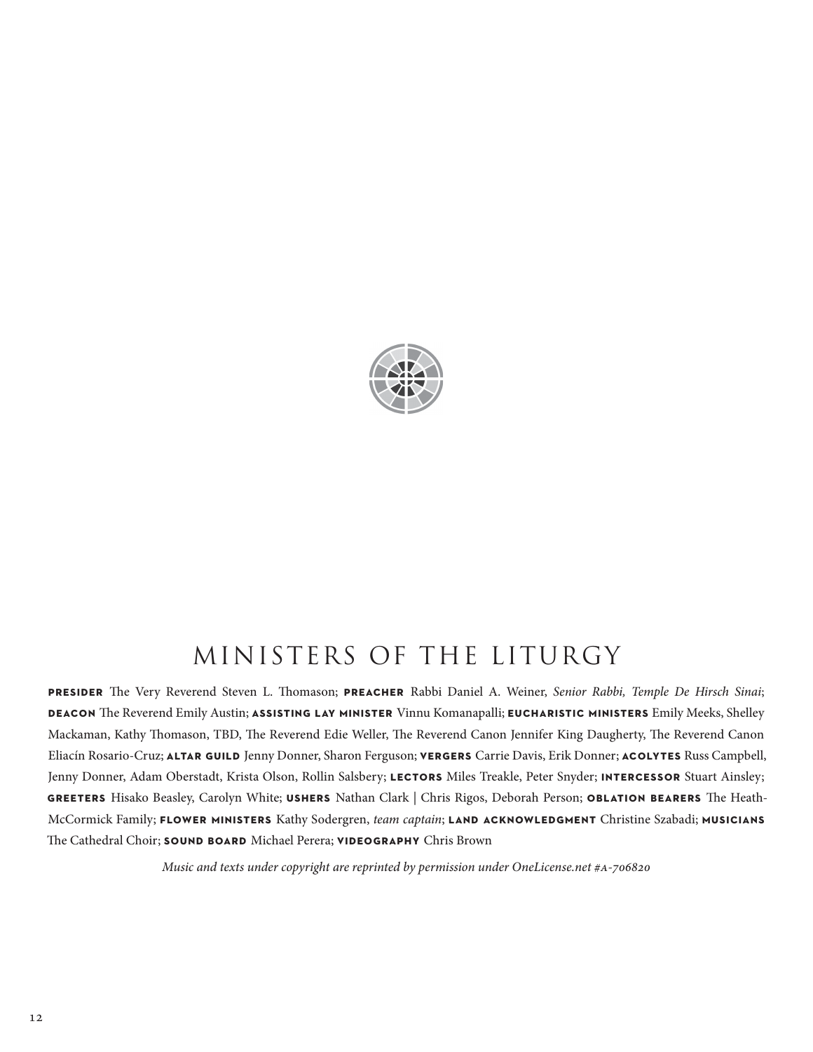# MINISTERS OF THE LITURGY

**PRESIDER** The Very Reverend Steven L. Thomason; **PREACHER** Rabbi Daniel A. Weiner, *Senior Rabbi, Temple De Hirsch Sinai*; **DEACON** The Reverend Emily Austin; **ASSISTING LAY MINISTER** Vinnu Komanapalli; **EUCHARISTIC MINISTERS** Emily Meeks, Shelley Mackaman, Kathy Thomason, TBD, The Reverend Edie Weller, The Reverend Canon Jennifer King Daugherty, The Reverend Canon Eliacín Rosario-Cruz; **ALTAR GUILD** Jenny Donner, Sharon Ferguson; **VERGERS** Carrie Davis, Erik Donner; **ACOLYTES** Russ Campbell, Jenny Donner, Adam Oberstadt, Krista Olson, Rollin Salsbery; **LECTORS** Miles Treakle, Peter Snyder; **INTERCESSOR** Stuart Ainsley; **GREETERS** Hisako Beasley, Carolyn White; **USHERS** Nathan Clark | Chris Rigos, Deborah Person; **OBLATION BEARERS** The Heath-McCormick Family; **FLOWER MINISTERS** Kathy Sodergren, *team captain*; **LAND ACKNOWLEDGMENT** Christine Szabadi; **MUSICIANS** The Cathedral Choir; **SOUND BOARD** Michael Perera; **VIDEOGRAPHY** Chris Brown

*Music and texts under copyright are reprinted by permission under OneLicense.net #A-706820*